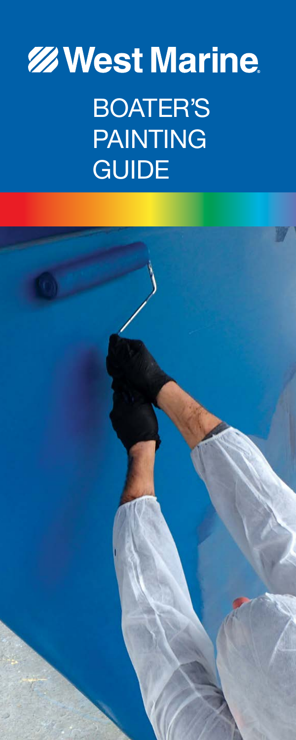# West Marine

## BOATER'S PAINTING GUIDE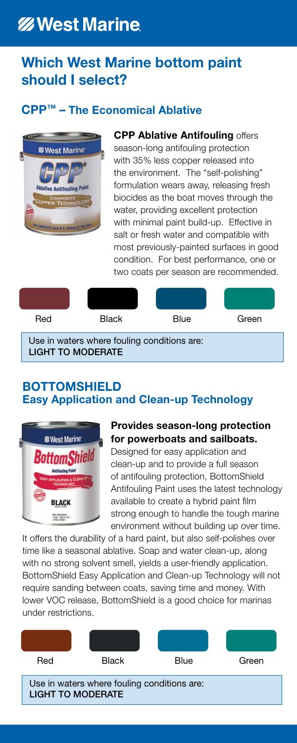# Which West Marine bottom paint should I select?

## CPP™ – The Economical Ablative

**CPP Ablative Antifouling** offers season-long antifouling protection with 35% less copper released into the environment. The "self-polishing" formulation wears away, releasing fresh biocides as the boat moves through the water, providing excellent protection with minimal paint build-up. Effective in salt or fresh water and compatible with most previously-painted surfaces in good condition. For best performance, one or two coats per season are recommended.

Red    Black    Blue    Green

Use in waters where fouling conditions are:
**LIGHT TO MODERATE**

## BOTTOMSHIELD
## Easy Application and Clean-up Technology

**Provides season-long protection for powerboats and sailboats.**

Designed for easy application and clean-up and to provide a full season of antifouling protection, BottomShield Antifouling Paint uses the latest technology available to create a hybrid paint film strong enough to handle the tough marine environment without building up over time.

It offers the durability of a hard paint, but also self-polishes over time like a seasonal ablative. Soap and water clean-up, along with no strong solvent smell, yields a user-friendly application. BottomShield Easy Application and Clean-up Technology will not require sanding between coats, saving time and money. With lower VOC release, BottomShield is a good choice for marinas under restrictions.

Red    Black    Blue    Green

Use in waters where fouling conditions are:
**LIGHT TO MODERATE**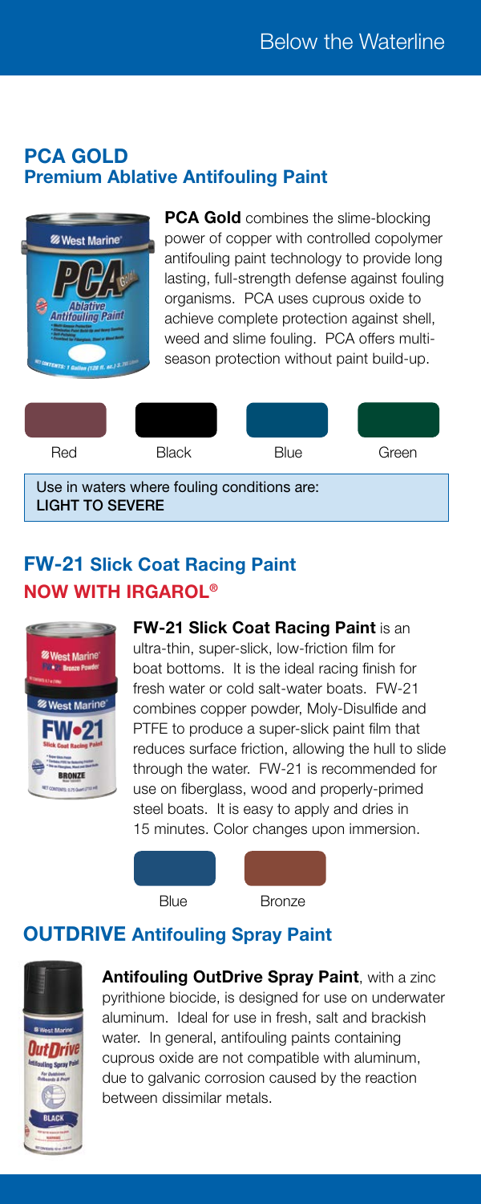## PCA GOLD
### Premium Ablative Antifouling Paint

**PCA Gold** combines the slime-blocking power of copper with controlled copolymer antifouling paint technology to provide long lasting, full-strength defense against fouling organisms. PCA uses cuprous oxide to achieve complete protection against shell, weed and slime fouling. PCA offers multi-season protection without paint build-up.

Red Black Blue Green

Use in waters where fouling conditions are:
**LIGHT TO SEVERE**

## FW-21 Slick Coat Racing Paint
### NOW WITH IRGAROL®

**FW-21 Slick Coat Racing Paint** is an ultra-thin, super-slick, low-friction film for boat bottoms. It is the ideal racing finish for fresh water or cold salt-water boats. FW-21 combines copper powder, Moly-Disulfide and PTFE to produce a super-slick paint film that reduces surface friction, allowing the hull to slide through the water. FW-21 is recommended for use on fiberglass, wood and properly-primed steel boats. It is easy to apply and dries in 15 minutes. Color changes upon immersion.

Blue Bronze

## OUTDRIVE Antifouling Spray Paint

**Antifouling OutDrive Spray Paint**, with a zinc pyrithione biocide, is designed for use on underwater aluminum. Ideal for use in fresh, salt and brackish water. In general, antifouling paints containing cuprous oxide are not compatible with aluminum, due to galvanic corrosion caused by the reaction between dissimilar metals.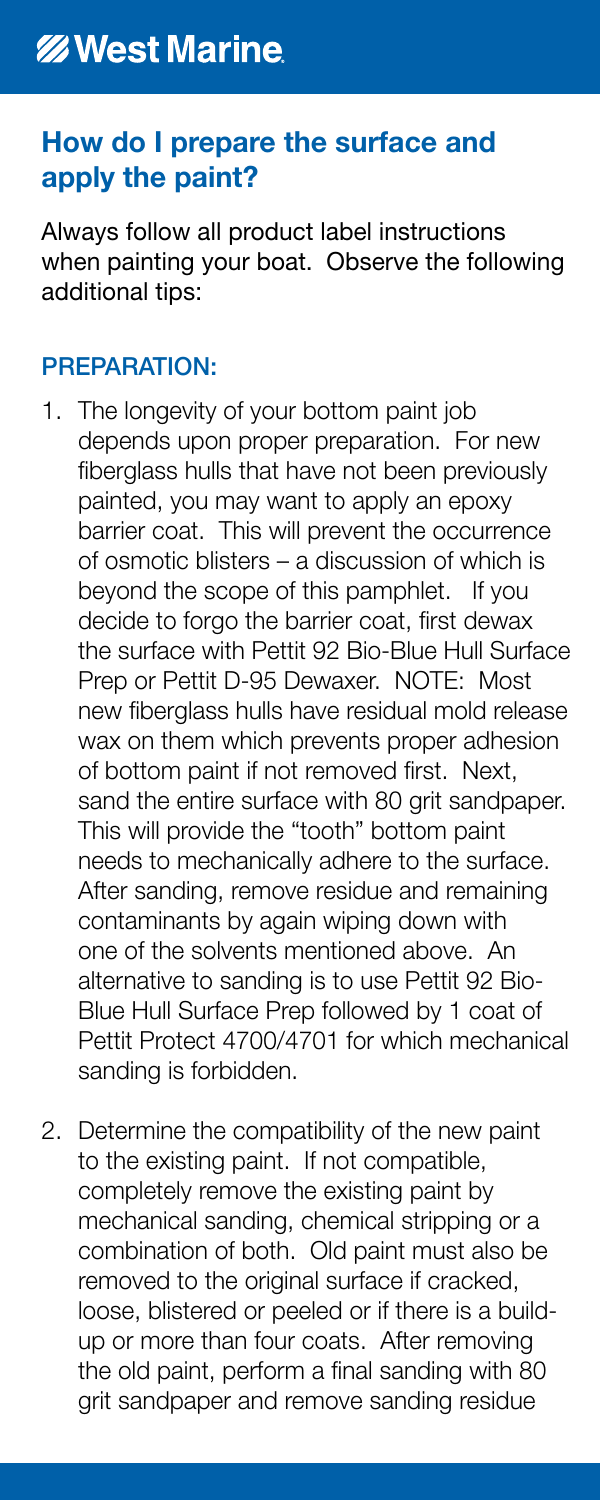## How do I prepare the surface and apply the paint?

Always follow all product label instructions when painting your boat. Observe the following additional tips:

### PREPARATION:

1. The longevity of your bottom paint job depends upon proper preparation. For new fiberglass hulls that have not been previously painted, you may want to apply an epoxy barrier coat. This will prevent the occurrence of osmotic blisters – a discussion of which is beyond the scope of this pamphlet. If you decide to forgo the barrier coat, first dewax the surface with Pettit 92 Bio-Blue Hull Surface Prep or Pettit D-95 Dewaxer. NOTE: Most new fiberglass hulls have residual mold release wax on them which prevents proper adhesion of bottom paint if not removed first. Next, sand the entire surface with 80 grit sandpaper. This will provide the "tooth" bottom paint needs to mechanically adhere to the surface. After sanding, remove residue and remaining contaminants by again wiping down with one of the solvents mentioned above. An alternative to sanding is to use Pettit 92 Bio-Blue Hull Surface Prep followed by 1 coat of Pettit Protect 4700/4701 for which mechanical sanding is forbidden.

2. Determine the compatibility of the new paint to the existing paint. If not compatible, completely remove the existing paint by mechanical sanding, chemical stripping or a combination of both. Old paint must also be removed to the original surface if cracked, loose, blistered or peeled or if there is a build-up or more than four coats. After removing the old paint, perform a final sanding with 80 grit sandpaper and remove sanding residue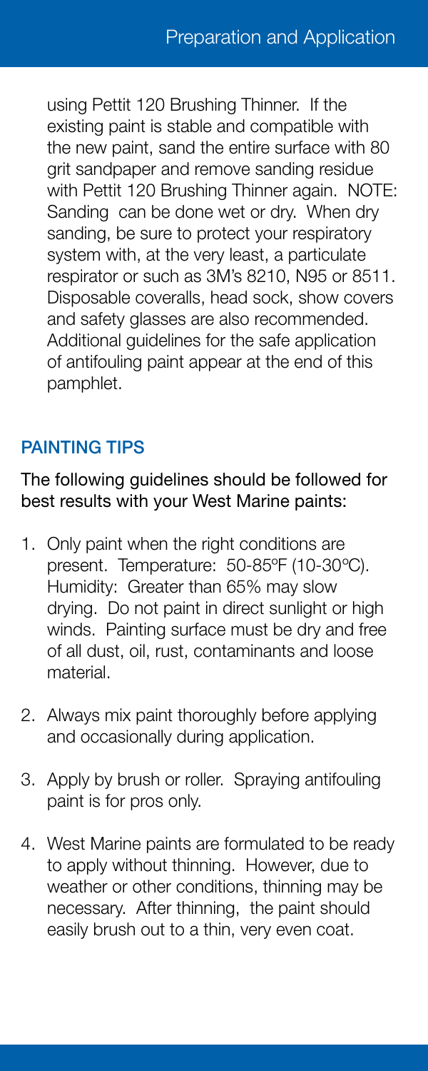using Pettit 120 Brushing Thinner. If the existing paint is stable and compatible with the new paint, sand the entire surface with 80 grit sandpaper and remove sanding residue with Pettit 120 Brushing Thinner again. NOTE: Sanding can be done wet or dry. When dry sanding, be sure to protect your respiratory system with, at the very least, a particulate respirator or such as 3M's 8210, N95 or 8511. Disposable coveralls, head sock, show covers and safety glasses are also recommended. Additional guidelines for the safe application of antifouling paint appear at the end of this pamphlet.

## PAINTING TIPS

The following guidelines should be followed for best results with your West Marine paints:

1. Only paint when the right conditions are present. Temperature: 50-85ºF (10-30ºC). Humidity: Greater than 65% may slow drying. Do not paint in direct sunlight or high winds. Painting surface must be dry and free of all dust, oil, rust, contaminants and loose material.
2. Always mix paint thoroughly before applying and occasionally during application.
3. Apply by brush or roller. Spraying antifouling paint is for pros only.
4. West Marine paints are formulated to be ready to apply without thinning. However, due to weather or other conditions, thinning may be necessary. After thinning, the paint should easily brush out to a thin, very even coat.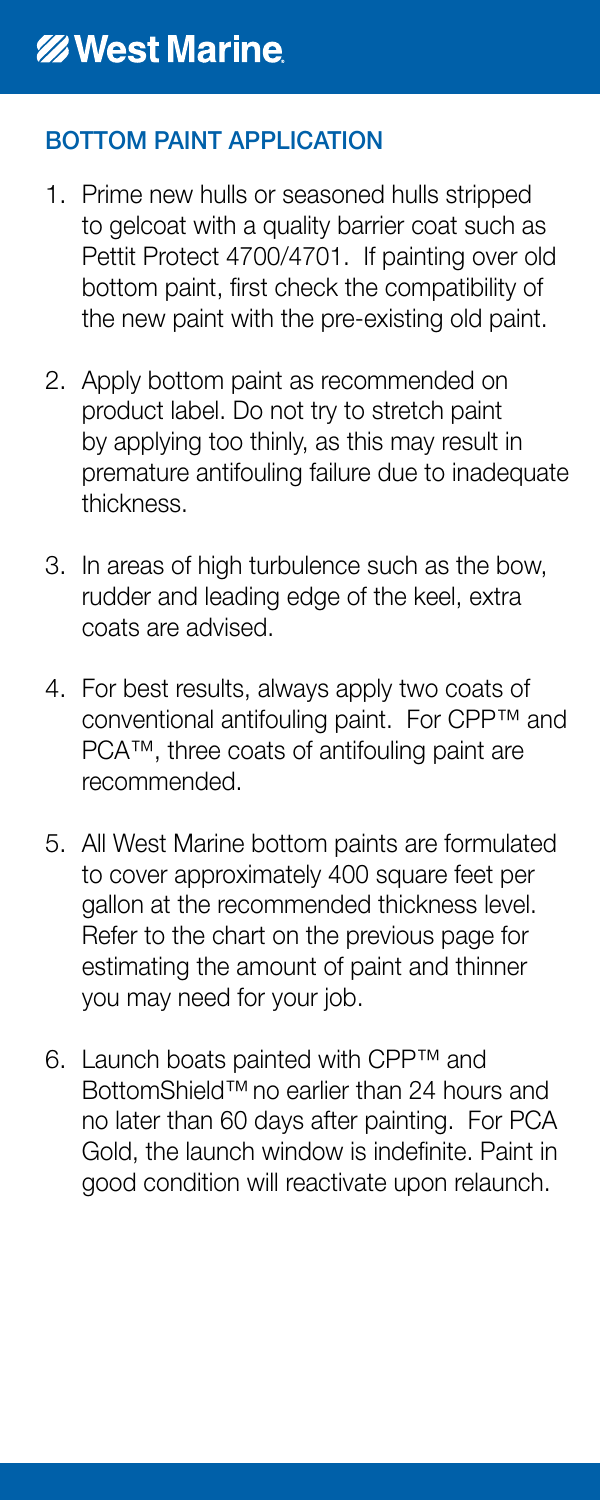## BOTTOM PAINT APPLICATION

1. Prime new hulls or seasoned hulls stripped to gelcoat with a quality barrier coat such as Pettit Protect 4700/4701. If painting over old bottom paint, first check the compatibility of the new paint with the pre-existing old paint.

2. Apply bottom paint as recommended on product label. Do not try to stretch paint by applying too thinly, as this may result in premature antifouling failure due to inadequate thickness.

3. In areas of high turbulence such as the bow, rudder and leading edge of the keel, extra coats are advised.

4. For best results, always apply two coats of conventional antifouling paint. For CPP™ and PCA™, three coats of antifouling paint are recommended.

5. All West Marine bottom paints are formulated to cover approximately 400 square feet per gallon at the recommended thickness level. Refer to the chart on the previous page for estimating the amount of paint and thinner you may need for your job.

6. Launch boats painted with CPP™ and BottomShield™ no earlier than 24 hours and no later than 60 days after painting. For PCA Gold, the launch window is indefinite. Paint in good condition will reactivate upon relaunch.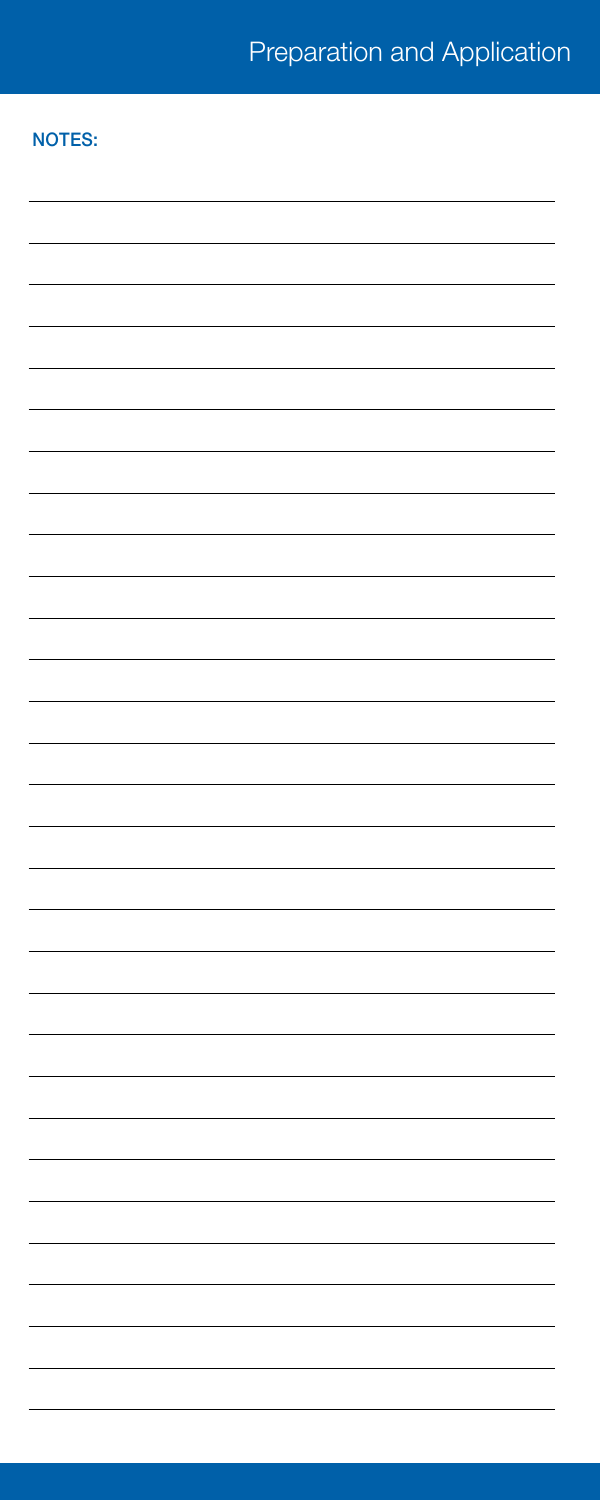**NOTES:**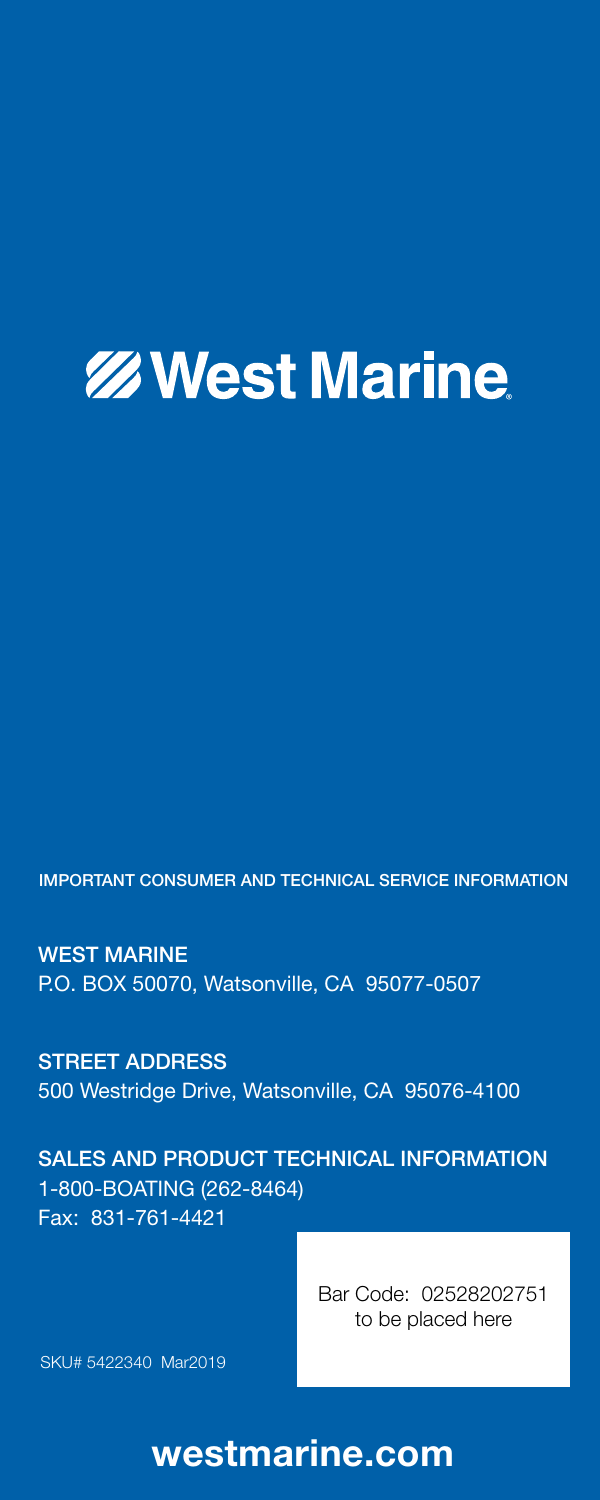# West Marine

IMPORTANT CONSUMER AND TECHNICAL SERVICE INFORMATION

**WEST MARINE**
P.O. BOX 50070, Watsonville, CA 95077-0507

**STREET ADDRESS**
500 Westridge Drive, Watsonville, CA 95076-4100

**SALES AND PRODUCT TECHNICAL INFORMATION**
1-800-BOATING (262-8464)
Fax: 831-761-4421

Bar Code: 02528202751
to be placed here

SKU# 5422340 Mar2019

**westmarine.com**